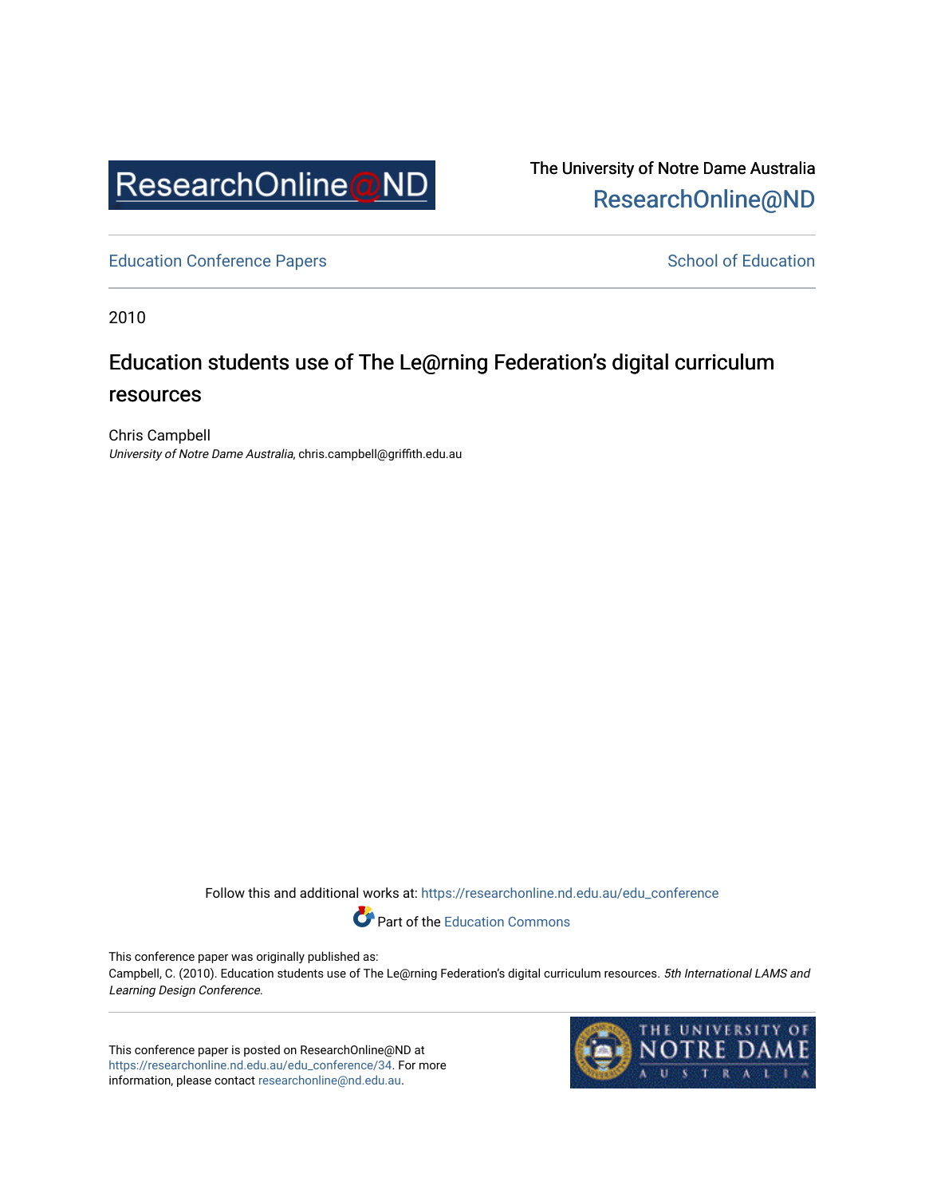The University of Notre Dame Australia
ResearchOnline@ND

Education Conference Papers

School of Education

2010

# Education students use of The Le@rning Federation's digital curriculum resources

Chris Campbell
*University of Notre Dame Australia*, chris.campbell@griffith.edu.au

Follow this and additional works at: https://researchonline.nd.edu.au/edu_conference

Part of the Education Commons

This conference paper was originally published as:
Campbell, C. (2010). Education students use of The Le@rning Federation's digital curriculum resources. *5th International LAMS and Learning Design Conference.*

This conference paper is posted on ResearchOnline@ND at https://researchonline.nd.edu.au/edu_conference/34. For more information, please contact researchonline@nd.edu.au.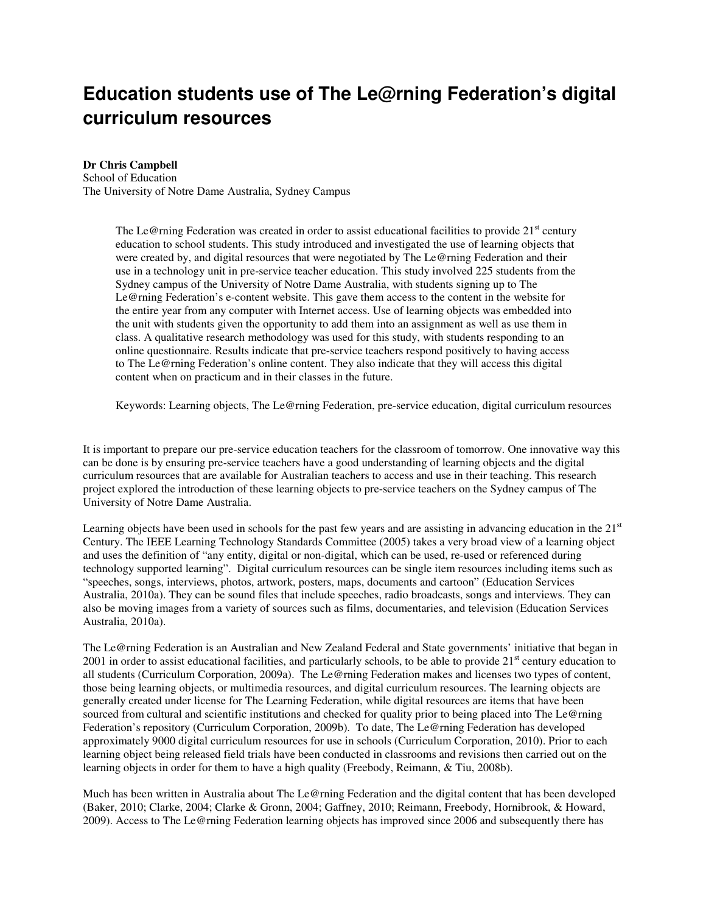# Education students use of The Le@rning Federation's digital curriculum resources

**Dr Chris Campbell**
School of Education
The University of Notre Dame Australia, Sydney Campus

> The Le@rning Federation was created in order to assist educational facilities to provide 21st century education to school students. This study introduced and investigated the use of learning objects that were created by, and digital resources that were negotiated by The Le@rning Federation and their use in a technology unit in pre-service teacher education. This study involved 225 students from the Sydney campus of the University of Notre Dame Australia, with students signing up to The Le@rning Federation's e-content website. This gave them access to the content in the website for the entire year from any computer with Internet access. Use of learning objects was embedded into the unit with students given the opportunity to add them into an assignment as well as use them in class. A qualitative research methodology was used for this study, with students responding to an online questionnaire. Results indicate that pre-service teachers respond positively to having access to The Le@rning Federation's online content. They also indicate that they will access this digital content when on practicum and in their classes in the future.
>
> Keywords: Learning objects, The Le@rning Federation, pre-service education, digital curriculum resources

It is important to prepare our pre-service education teachers for the classroom of tomorrow. One innovative way this can be done is by ensuring pre-service teachers have a good understanding of learning objects and the digital curriculum resources that are available for Australian teachers to access and use in their teaching. This research project explored the introduction of these learning objects to pre-service teachers on the Sydney campus of The University of Notre Dame Australia.

Learning objects have been used in schools for the past few years and are assisting in advancing education in the 21st Century. The IEEE Learning Technology Standards Committee (2005) takes a very broad view of a learning object and uses the definition of "any entity, digital or non-digital, which can be used, re-used or referenced during technology supported learning". Digital curriculum resources can be single item resources including items such as "speeches, songs, interviews, photos, artwork, posters, maps, documents and cartoon" (Education Services Australia, 2010a). They can be sound files that include speeches, radio broadcasts, songs and interviews. They can also be moving images from a variety of sources such as films, documentaries, and television (Education Services Australia, 2010a).

The Le@rning Federation is an Australian and New Zealand Federal and State governments' initiative that began in 2001 in order to assist educational facilities, and particularly schools, to be able to provide 21st century education to all students (Curriculum Corporation, 2009a). The Le@rning Federation makes and licenses two types of content, those being learning objects, or multimedia resources, and digital curriculum resources. The learning objects are generally created under license for The Learning Federation, while digital resources are items that have been sourced from cultural and scientific institutions and checked for quality prior to being placed into The Le@rning Federation's repository (Curriculum Corporation, 2009b). To date, The Le@rning Federation has developed approximately 9000 digital curriculum resources for use in schools (Curriculum Corporation, 2010). Prior to each learning object being released field trials have been conducted in classrooms and revisions then carried out on the learning objects in order for them to have a high quality (Freebody, Reimann, & Tiu, 2008b).

Much has been written in Australia about The Le@rning Federation and the digital content that has been developed (Baker, 2010; Clarke, 2004; Clarke & Gronn, 2004; Gaffney, 2010; Reimann, Freebody, Hornibrook, & Howard, 2009). Access to The Le@rning Federation learning objects has improved since 2006 and subsequently there has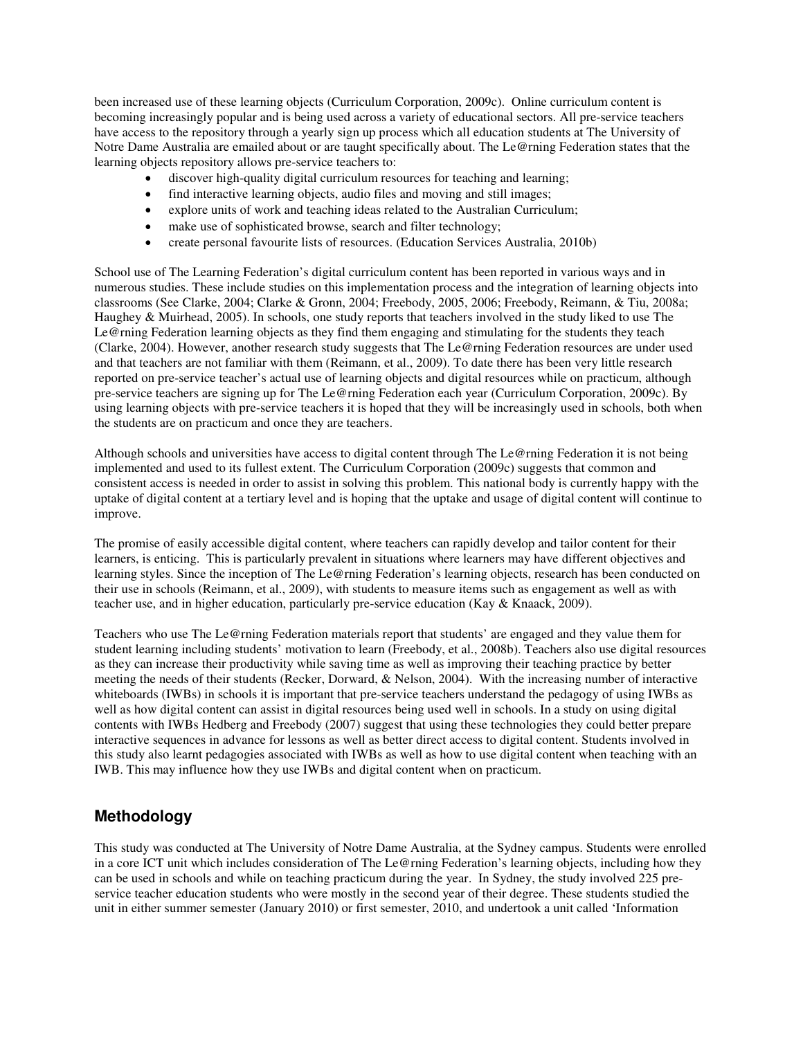been increased use of these learning objects (Curriculum Corporation, 2009c). Online curriculum content is becoming increasingly popular and is being used across a variety of educational sectors. All pre-service teachers have access to the repository through a yearly sign up process which all education students at The University of Notre Dame Australia are emailed about or are taught specifically about. The Le@rning Federation states that the learning objects repository allows pre-service teachers to:

- discover high-quality digital curriculum resources for teaching and learning;
- find interactive learning objects, audio files and moving and still images;
- explore units of work and teaching ideas related to the Australian Curriculum;
- make use of sophisticated browse, search and filter technology;
- create personal favourite lists of resources. (Education Services Australia, 2010b)

School use of The Learning Federation's digital curriculum content has been reported in various ways and in numerous studies. These include studies on this implementation process and the integration of learning objects into classrooms (See Clarke, 2004; Clarke & Gronn, 2004; Freebody, 2005, 2006; Freebody, Reimann, & Tiu, 2008a; Haughey & Muirhead, 2005). In schools, one study reports that teachers involved in the study liked to use The Le@rning Federation learning objects as they find them engaging and stimulating for the students they teach (Clarke, 2004). However, another research study suggests that The Le@rning Federation resources are under used and that teachers are not familiar with them (Reimann, et al., 2009). To date there has been very little research reported on pre-service teacher's actual use of learning objects and digital resources while on practicum, although pre-service teachers are signing up for The Le@rning Federation each year (Curriculum Corporation, 2009c). By using learning objects with pre-service teachers it is hoped that they will be increasingly used in schools, both when the students are on practicum and once they are teachers.

Although schools and universities have access to digital content through The Le@rning Federation it is not being implemented and used to its fullest extent. The Curriculum Corporation (2009c) suggests that common and consistent access is needed in order to assist in solving this problem. This national body is currently happy with the uptake of digital content at a tertiary level and is hoping that the uptake and usage of digital content will continue to improve.

The promise of easily accessible digital content, where teachers can rapidly develop and tailor content for their learners, is enticing. This is particularly prevalent in situations where learners may have different objectives and learning styles. Since the inception of The Le@rning Federation's learning objects, research has been conducted on their use in schools (Reimann, et al., 2009), with students to measure items such as engagement as well as with teacher use, and in higher education, particularly pre-service education (Kay & Knaack, 2009).

Teachers who use The Le@rning Federation materials report that students' are engaged and they value them for student learning including students' motivation to learn (Freebody, et al., 2008b). Teachers also use digital resources as they can increase their productivity while saving time as well as improving their teaching practice by better meeting the needs of their students (Recker, Dorward, & Nelson, 2004). With the increasing number of interactive whiteboards (IWBs) in schools it is important that pre-service teachers understand the pedagogy of using IWBs as well as how digital content can assist in digital resources being used well in schools. In a study on using digital contents with IWBs Hedberg and Freebody (2007) suggest that using these technologies they could better prepare interactive sequences in advance for lessons as well as better direct access to digital content. Students involved in this study also learnt pedagogies associated with IWBs as well as how to use digital content when teaching with an IWB. This may influence how they use IWBs and digital content when on practicum.

## Methodology

This study was conducted at The University of Notre Dame Australia, at the Sydney campus. Students were enrolled in a core ICT unit which includes consideration of The Le@rning Federation's learning objects, including how they can be used in schools and while on teaching practicum during the year. In Sydney, the study involved 225 pre-service teacher education students who were mostly in the second year of their degree. These students studied the unit in either summer semester (January 2010) or first semester, 2010, and undertook a unit called 'Information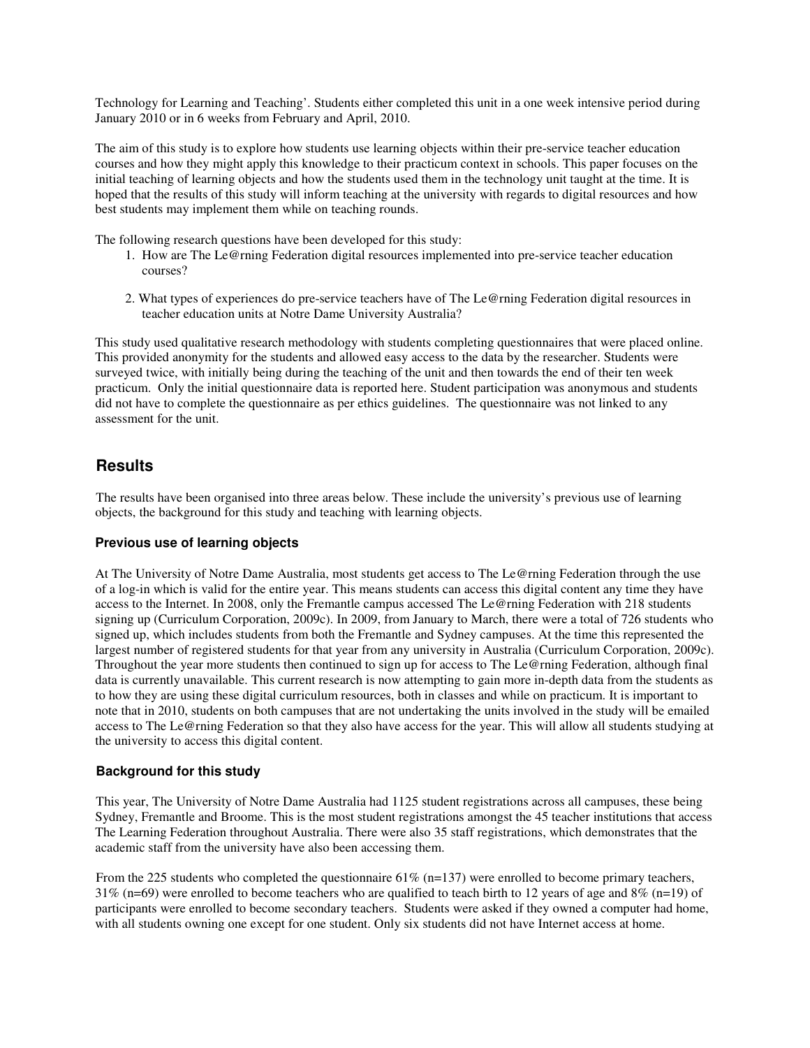Technology for Learning and Teaching'. Students either completed this unit in a one week intensive period during January 2010 or in 6 weeks from February and April, 2010.

The aim of this study is to explore how students use learning objects within their pre-service teacher education courses and how they might apply this knowledge to their practicum context in schools. This paper focuses on the initial teaching of learning objects and how the students used them in the technology unit taught at the time. It is hoped that the results of this study will inform teaching at the university with regards to digital resources and how best students may implement them while on teaching rounds.

The following research questions have been developed for this study:

1. How are The Le@rning Federation digital resources implemented into pre-service teacher education courses?

2. What types of experiences do pre-service teachers have of The Le@rning Federation digital resources in teacher education units at Notre Dame University Australia?

This study used qualitative research methodology with students completing questionnaires that were placed online. This provided anonymity for the students and allowed easy access to the data by the researcher. Students were surveyed twice, with initially being during the teaching of the unit and then towards the end of their ten week practicum. Only the initial questionnaire data is reported here. Student participation was anonymous and students did not have to complete the questionnaire as per ethics guidelines. The questionnaire was not linked to any assessment for the unit.

## Results

The results have been organised into three areas below. These include the university's previous use of learning objects, the background for this study and teaching with learning objects.

### Previous use of learning objects

At The University of Notre Dame Australia, most students get access to The Le@rning Federation through the use of a log-in which is valid for the entire year. This means students can access this digital content any time they have access to the Internet. In 2008, only the Fremantle campus accessed The Le@rning Federation with 218 students signing up (Curriculum Corporation, 2009c). In 2009, from January to March, there were a total of 726 students who signed up, which includes students from both the Fremantle and Sydney campuses. At the time this represented the largest number of registered students for that year from any university in Australia (Curriculum Corporation, 2009c). Throughout the year more students then continued to sign up for access to The Le@rning Federation, although final data is currently unavailable. This current research is now attempting to gain more in-depth data from the students as to how they are using these digital curriculum resources, both in classes and while on practicum. It is important to note that in 2010, students on both campuses that are not undertaking the units involved in the study will be emailed access to The Le@rning Federation so that they also have access for the year. This will allow all students studying at the university to access this digital content.

### Background for this study

This year, The University of Notre Dame Australia had 1125 student registrations across all campuses, these being Sydney, Fremantle and Broome. This is the most student registrations amongst the 45 teacher institutions that access The Learning Federation throughout Australia. There were also 35 staff registrations, which demonstrates that the academic staff from the university have also been accessing them.

From the 225 students who completed the questionnaire 61% (n=137) were enrolled to become primary teachers, 31% (n=69) were enrolled to become teachers who are qualified to teach birth to 12 years of age and 8% (n=19) of participants were enrolled to become secondary teachers. Students were asked if they owned a computer had home, with all students owning one except for one student. Only six students did not have Internet access at home.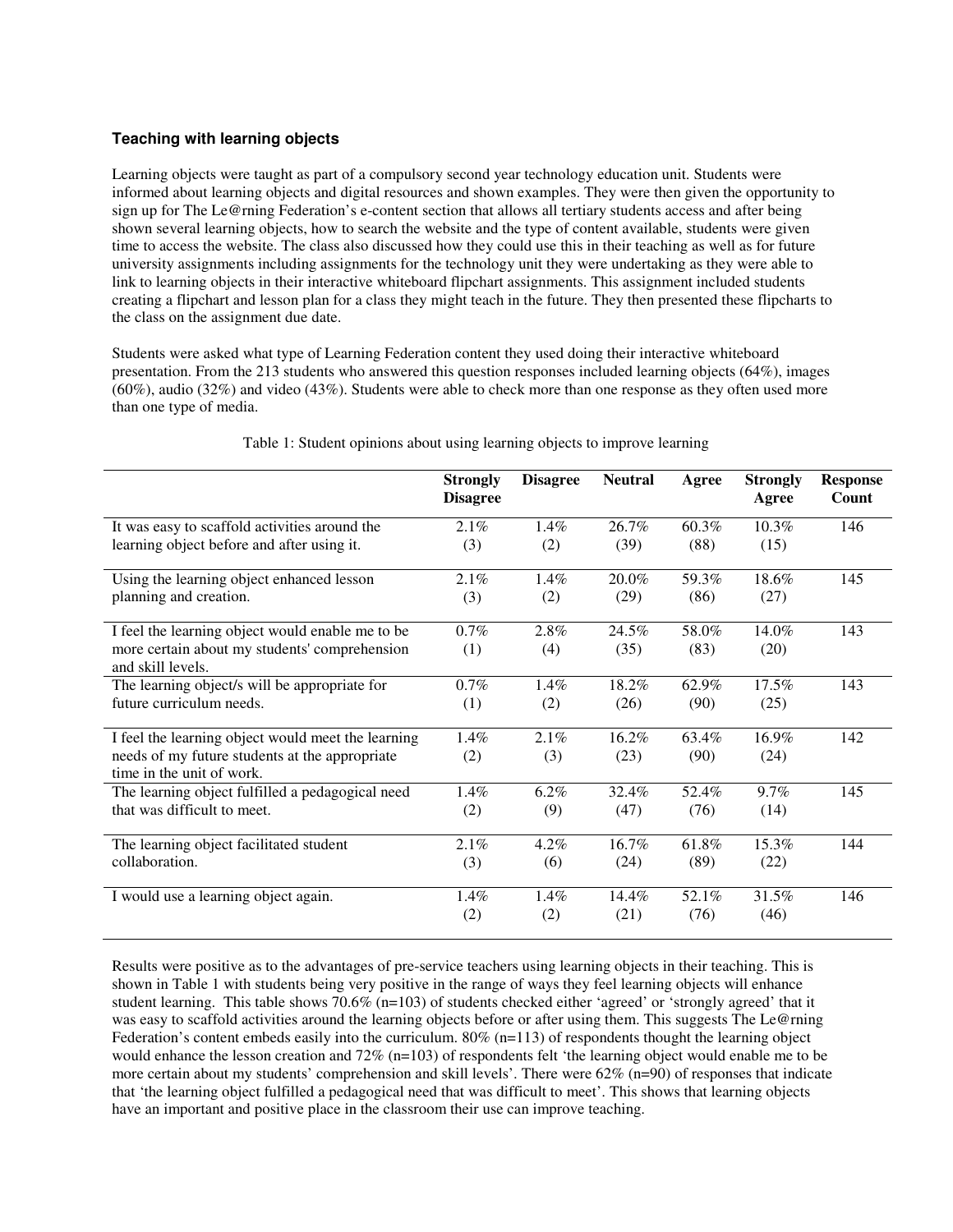### Teaching with learning objects

Learning objects were taught as part of a compulsory second year technology education unit. Students were informed about learning objects and digital resources and shown examples. They were then given the opportunity to sign up for The Le@rning Federation's e-content section that allows all tertiary students access and after being shown several learning objects, how to search the website and the type of content available, students were given time to access the website. The class also discussed how they could use this in their teaching as well as for future university assignments including assignments for the technology unit they were undertaking as they were able to link to learning objects in their interactive whiteboard flipchart assignments. This assignment included students creating a flipchart and lesson plan for a class they might teach in the future. They then presented these flipcharts to the class on the assignment due date.

Students were asked what type of Learning Federation content they used doing their interactive whiteboard presentation. From the 213 students who answered this question responses included learning objects (64%), images (60%), audio (32%) and video (43%). Students were able to check more than one response as they often used more than one type of media.

Table 1: Student opinions about using learning objects to improve learning

| | Strongly Disagree | Disagree | Neutral | Agree | Strongly Agree | Response Count |
|---|---|---|---|---|---|---|
| It was easy to scaffold activities around the learning object before and after using it. | 2.1% (3) | 1.4% (2) | 26.7% (39) | 60.3% (88) | 10.3% (15) | 146 |
| Using the learning object enhanced lesson planning and creation. | 2.1% (3) | 1.4% (2) | 20.0% (29) | 59.3% (86) | 18.6% (27) | 145 |
| I feel the learning object would enable me to be more certain about my students' comprehension and skill levels. | 0.7% (1) | 2.8% (4) | 24.5% (35) | 58.0% (83) | 14.0% (20) | 143 |
| The learning object/s will be appropriate for future curriculum needs. | 0.7% (1) | 1.4% (2) | 18.2% (26) | 62.9% (90) | 17.5% (25) | 143 |
| I feel the learning object would meet the learning needs of my future students at the appropriate time in the unit of work. | 1.4% (2) | 2.1% (3) | 16.2% (23) | 63.4% (90) | 16.9% (24) | 142 |
| The learning object fulfilled a pedagogical need that was difficult to meet. | 1.4% (2) | 6.2% (9) | 32.4% (47) | 52.4% (76) | 9.7% (14) | 145 |
| The learning object facilitated student collaboration. | 2.1% (3) | 4.2% (6) | 16.7% (24) | 61.8% (89) | 15.3% (22) | 144 |
| I would use a learning object again. | 1.4% (2) | 1.4% (2) | 14.4% (21) | 52.1% (76) | 31.5% (46) | 146 |

Results were positive as to the advantages of pre-service teachers using learning objects in their teaching. This is shown in Table 1 with students being very positive in the range of ways they feel learning objects will enhance student learning. This table shows 70.6% (n=103) of students checked either 'agreed' or 'strongly agreed' that it was easy to scaffold activities around the learning objects before or after using them. This suggests The Le@rning Federation's content embeds easily into the curriculum. 80% (n=113) of respondents thought the learning object would enhance the lesson creation and 72% (n=103) of respondents felt 'the learning object would enable me to be more certain about my students' comprehension and skill levels'. There were 62% (n=90) of responses that indicate that 'the learning object fulfilled a pedagogical need that was difficult to meet'. This shows that learning objects have an important and positive place in the classroom their use can improve teaching.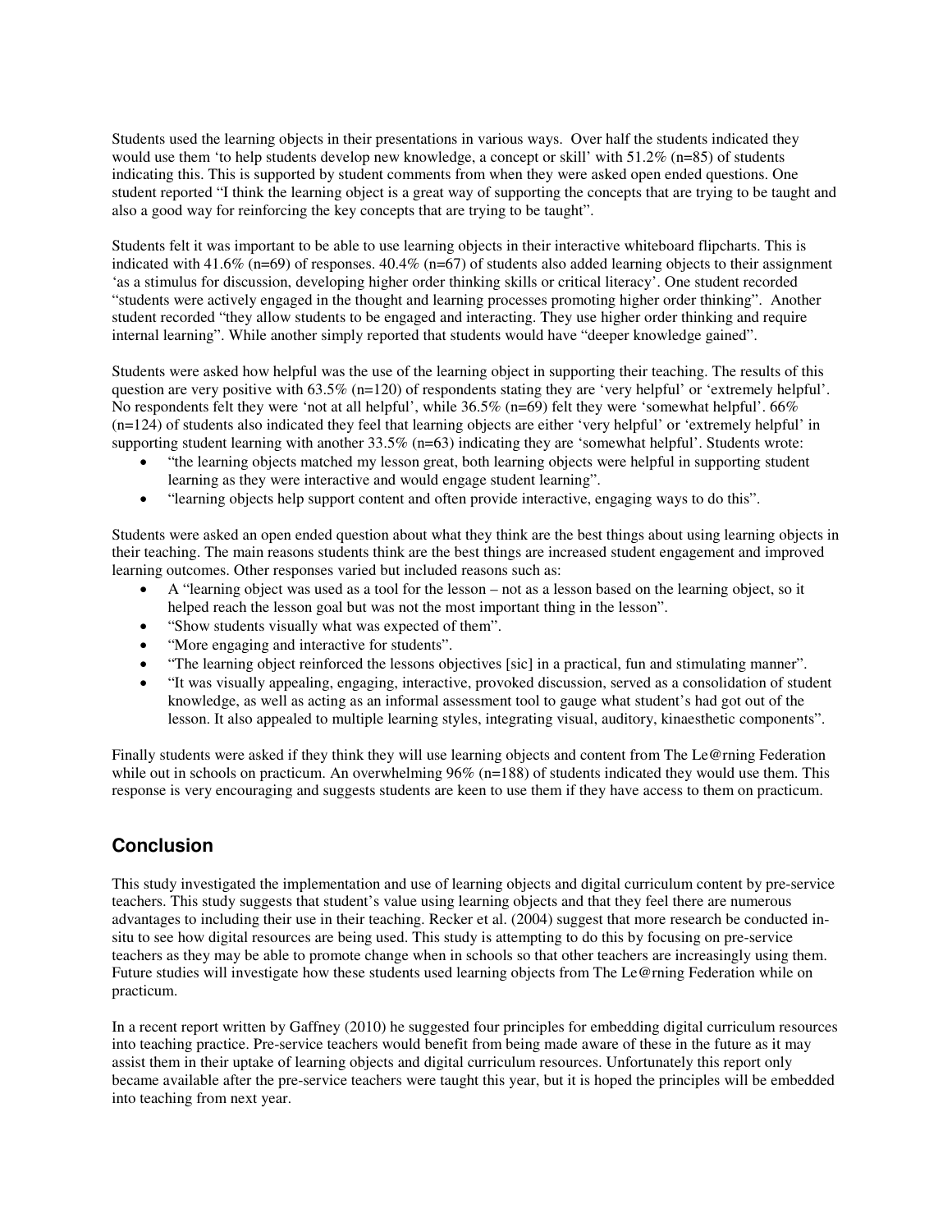Students used the learning objects in their presentations in various ways. Over half the students indicated they would use them 'to help students develop new knowledge, a concept or skill' with 51.2% (n=85) of students indicating this. This is supported by student comments from when they were asked open ended questions. One student reported "I think the learning object is a great way of supporting the concepts that are trying to be taught and also a good way for reinforcing the key concepts that are trying to be taught".

Students felt it was important to be able to use learning objects in their interactive whiteboard flipcharts. This is indicated with 41.6% (n=69) of responses. 40.4% (n=67) of students also added learning objects to their assignment 'as a stimulus for discussion, developing higher order thinking skills or critical literacy'. One student recorded "students were actively engaged in the thought and learning processes promoting higher order thinking". Another student recorded "they allow students to be engaged and interacting. They use higher order thinking and require internal learning". While another simply reported that students would have "deeper knowledge gained".

Students were asked how helpful was the use of the learning object in supporting their teaching. The results of this question are very positive with 63.5% (n=120) of respondents stating they are 'very helpful' or 'extremely helpful'. No respondents felt they were 'not at all helpful', while 36.5% (n=69) felt they were 'somewhat helpful'. 66% (n=124) of students also indicated they feel that learning objects are either 'very helpful' or 'extremely helpful' in supporting student learning with another 33.5% (n=63) indicating they are 'somewhat helpful'. Students wrote:

- "the learning objects matched my lesson great, both learning objects were helpful in supporting student learning as they were interactive and would engage student learning".
- "learning objects help support content and often provide interactive, engaging ways to do this".

Students were asked an open ended question about what they think are the best things about using learning objects in their teaching. The main reasons students think are the best things are increased student engagement and improved learning outcomes. Other responses varied but included reasons such as:

- A "learning object was used as a tool for the lesson – not as a lesson based on the learning object, so it helped reach the lesson goal but was not the most important thing in the lesson".
- "Show students visually what was expected of them".
- "More engaging and interactive for students".
- "The learning object reinforced the lessons objectives [sic] in a practical, fun and stimulating manner".
- "It was visually appealing, engaging, interactive, provoked discussion, served as a consolidation of student knowledge, as well as acting as an informal assessment tool to gauge what student's had got out of the lesson. It also appealed to multiple learning styles, integrating visual, auditory, kinaesthetic components".

Finally students were asked if they think they will use learning objects and content from The Le@rning Federation while out in schools on practicum. An overwhelming 96% (n=188) of students indicated they would use them. This response is very encouraging and suggests students are keen to use them if they have access to them on practicum.

## Conclusion

This study investigated the implementation and use of learning objects and digital curriculum content by pre-service teachers. This study suggests that student's value using learning objects and that they feel there are numerous advantages to including their use in their teaching. Recker et al. (2004) suggest that more research be conducted in-situ to see how digital resources are being used. This study is attempting to do this by focusing on pre-service teachers as they may be able to promote change when in schools so that other teachers are increasingly using them. Future studies will investigate how these students used learning objects from The Le@rning Federation while on practicum.

In a recent report written by Gaffney (2010) he suggested four principles for embedding digital curriculum resources into teaching practice. Pre-service teachers would benefit from being made aware of these in the future as it may assist them in their uptake of learning objects and digital curriculum resources. Unfortunately this report only became available after the pre-service teachers were taught this year, but it is hoped the principles will be embedded into teaching from next year.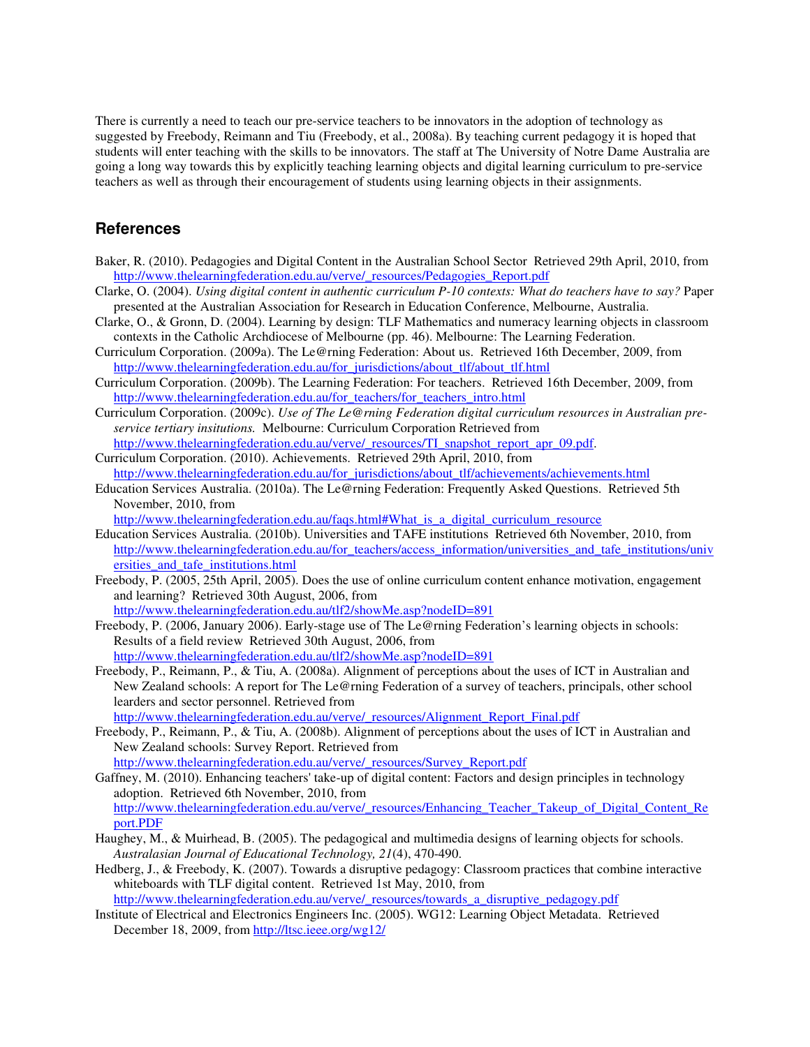There is currently a need to teach our pre-service teachers to be innovators in the adoption of technology as suggested by Freebody, Reimann and Tiu (Freebody, et al., 2008a). By teaching current pedagogy it is hoped that students will enter teaching with the skills to be innovators. The staff at The University of Notre Dame Australia are going a long way towards this by explicitly teaching learning objects and digital learning curriculum to pre-service teachers as well as through their encouragement of students using learning objects in their assignments.

## References

Baker, R. (2010). Pedagogies and Digital Content in the Australian School Sector Retrieved 29th April, 2010, from http://www.thelearningfederation.edu.au/verve/_resources/Pedagogies_Report.pdf

Clarke, O. (2004). *Using digital content in authentic curriculum P-10 contexts: What do teachers have to say?* Paper presented at the Australian Association for Research in Education Conference, Melbourne, Australia.

Clarke, O., & Gronn, D. (2004). Learning by design: TLF Mathematics and numeracy learning objects in classroom contexts in the Catholic Archdiocese of Melbourne (pp. 46). Melbourne: The Learning Federation.

Curriculum Corporation. (2009a). The Le@rning Federation: About us. Retrieved 16th December, 2009, from http://www.thelearningfederation.edu.au/for_jurisdictions/about_tlf/about_tlf.html

Curriculum Corporation. (2009b). The Learning Federation: For teachers. Retrieved 16th December, 2009, from http://www.thelearningfederation.edu.au/for_teachers/for_teachers_intro.html

Curriculum Corporation. (2009c). *Use of The Le@rning Federation digital curriculum resources in Australian pre-service tertiary insitutions.* Melbourne: Curriculum Corporation Retrieved from http://www.thelearningfederation.edu.au/verve/_resources/TI_snapshot_report_apr_09.pdf.

Curriculum Corporation. (2010). Achievements. Retrieved 29th April, 2010, from http://www.thelearningfederation.edu.au/for_jurisdictions/about_tlf/achievements/achievements.html

Education Services Australia. (2010a). The Le@rning Federation: Frequently Asked Questions. Retrieved 5th November, 2010, from http://www.thelearningfederation.edu.au/faqs.html#What_is_a_digital_curriculum_resource

Education Services Australia. (2010b). Universities and TAFE institutions Retrieved 6th November, 2010, from http://www.thelearningfederation.edu.au/for_teachers/access_information/universities_and_tafe_institutions/universities_and_tafe_institutions.html

Freebody, P. (2005, 25th April, 2005). Does the use of online curriculum content enhance motivation, engagement and learning? Retrieved 30th August, 2006, from http://www.thelearningfederation.edu.au/tlf2/showMe.asp?nodeID=891

Freebody, P. (2006, January 2006). Early-stage use of The Le@rning Federation's learning objects in schools: Results of a field review Retrieved 30th August, 2006, from http://www.thelearningfederation.edu.au/tlf2/showMe.asp?nodeID=891

Freebody, P., Reimann, P., & Tiu, A. (2008a). Alignment of perceptions about the uses of ICT in Australian and New Zealand schools: A report for The Le@rning Federation of a survey of teachers, principals, other school learders and sector personnel. Retrieved from http://www.thelearningfederation.edu.au/verve/_resources/Alignment_Report_Final.pdf

Freebody, P., Reimann, P., & Tiu, A. (2008b). Alignment of perceptions about the uses of ICT in Australian and New Zealand schools: Survey Report. Retrieved from http://www.thelearningfederation.edu.au/verve/_resources/Survey_Report.pdf

Gaffney, M. (2010). Enhancing teachers' take-up of digital content: Factors and design principles in technology adoption. Retrieved 6th November, 2010, from http://www.thelearningfederation.edu.au/verve/_resources/Enhancing_Teacher_Takeup_of_Digital_Content_Report.PDF

Haughey, M., & Muirhead, B. (2005). The pedagogical and multimedia designs of learning objects for schools. *Australasian Journal of Educational Technology, 21*(4), 470-490.

Hedberg, J., & Freebody, K. (2007). Towards a disruptive pedagogy: Classroom practices that combine interactive whiteboards with TLF digital content. Retrieved 1st May, 2010, from http://www.thelearningfederation.edu.au/verve/_resources/towards_a_disruptive_pedagogy.pdf

Institute of Electrical and Electronics Engineers Inc. (2005). WG12: Learning Object Metadata. Retrieved December 18, 2009, from http://ltsc.ieee.org/wg12/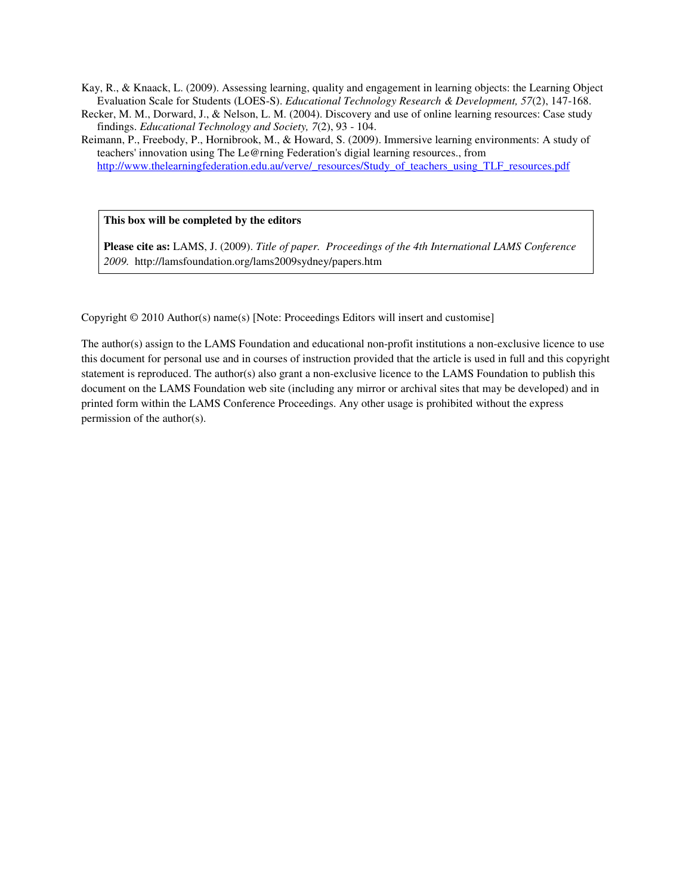Kay, R., & Knaack, L. (2009). Assessing learning, quality and engagement in learning objects: the Learning Object Evaluation Scale for Students (LOES-S). *Educational Technology Research & Development, 57*(2), 147-168.

Recker, M. M., Dorward, J., & Nelson, L. M. (2004). Discovery and use of online learning resources: Case study findings. *Educational Technology and Society, 7*(2), 93 - 104.

Reimann, P., Freebody, P., Hornibrook, M., & Howard, S. (2009). Immersive learning environments: A study of teachers' innovation using The Le@rning Federation's digial learning resources., from http://www.thelearningfederation.edu.au/verve/_resources/Study_of_teachers_using_TLF_resources.pdf

> **This box will be completed by the editors**
>
> **Please cite as:** LAMS, J. (2009). *Title of paper. Proceedings of the 4th International LAMS Conference 2009.* http://lamsfoundation.org/lams2009sydney/papers.htm

Copyright © 2010 Author(s) name(s) [Note: Proceedings Editors will insert and customise]

The author(s) assign to the LAMS Foundation and educational non-profit institutions a non-exclusive licence to use this document for personal use and in courses of instruction provided that the article is used in full and this copyright statement is reproduced. The author(s) also grant a non-exclusive licence to the LAMS Foundation to publish this document on the LAMS Foundation web site (including any mirror or archival sites that may be developed) and in printed form within the LAMS Conference Proceedings. Any other usage is prohibited without the express permission of the author(s).